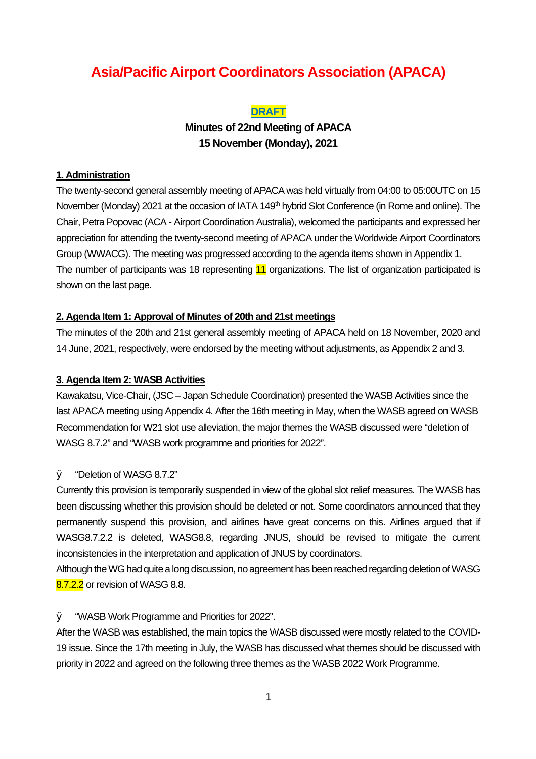# Asia/Pacific Airport Coordinators Association (APACA)

**DRAFT**

**Minutes of 22nd Meeting of APACA**
**15 November (Monday), 2021**

## 1. Administration

The twenty-second general assembly meeting of APACA was held virtually from 04:00 to 05:00UTC on 15 November (Monday) 2021 at the occasion of IATA 149th hybrid Slot Conference (in Rome and online). The Chair, Petra Popovac (ACA - Airport Coordination Australia), welcomed the participants and expressed her appreciation for attending the twenty-second meeting of APACA under the Worldwide Airport Coordinators Group (WWACG). The meeting was progressed according to the agenda items shown in Appendix 1.
The number of participants was 18 representing 11 organizations. The list of organization participated is shown on the last page.

## 2. Agenda Item 1: Approval of Minutes of 20th and 21st meetings

The minutes of the 20th and 21st general assembly meeting of APACA held on 18 November, 2020 and 14 June, 2021, respectively, were endorsed by the meeting without adjustments, as Appendix 2 and 3.

## 3. Agenda Item 2: WASB Activities

Kawakatsu, Vice-Chair, (JSC – Japan Schedule Coordination) presented the WASB Activities since the last APACA meeting using Appendix 4. After the 16th meeting in May, when the WASB agreed on WASB Recommendation for W21 slot use alleviation, the major themes the WASB discussed were "deletion of WASG 8.7.2" and "WASB work programme and priorities for 2022".

- "Deletion of WASG 8.7.2"

Currently this provision is temporarily suspended in view of the global slot relief measures. The WASB has been discussing whether this provision should be deleted or not. Some coordinators announced that they permanently suspend this provision, and airlines have great concerns on this. Airlines argued that if WASG8.7.2.2 is deleted, WASG8.8, regarding JNUS, should be revised to mitigate the current inconsistencies in the interpretation and application of JNUS by coordinators.
Although the WG had quite a long discussion, no agreement has been reached regarding deletion of WASG 8.7.2.2 or revision of WASG 8.8.

- "WASB Work Programme and Priorities for 2022".

After the WASB was established, the main topics the WASB discussed were mostly related to the COVID-19 issue. Since the 17th meeting in July, the WASB has discussed what themes should be discussed with priority in 2022 and agreed on the following three themes as the WASB 2022 Work Programme.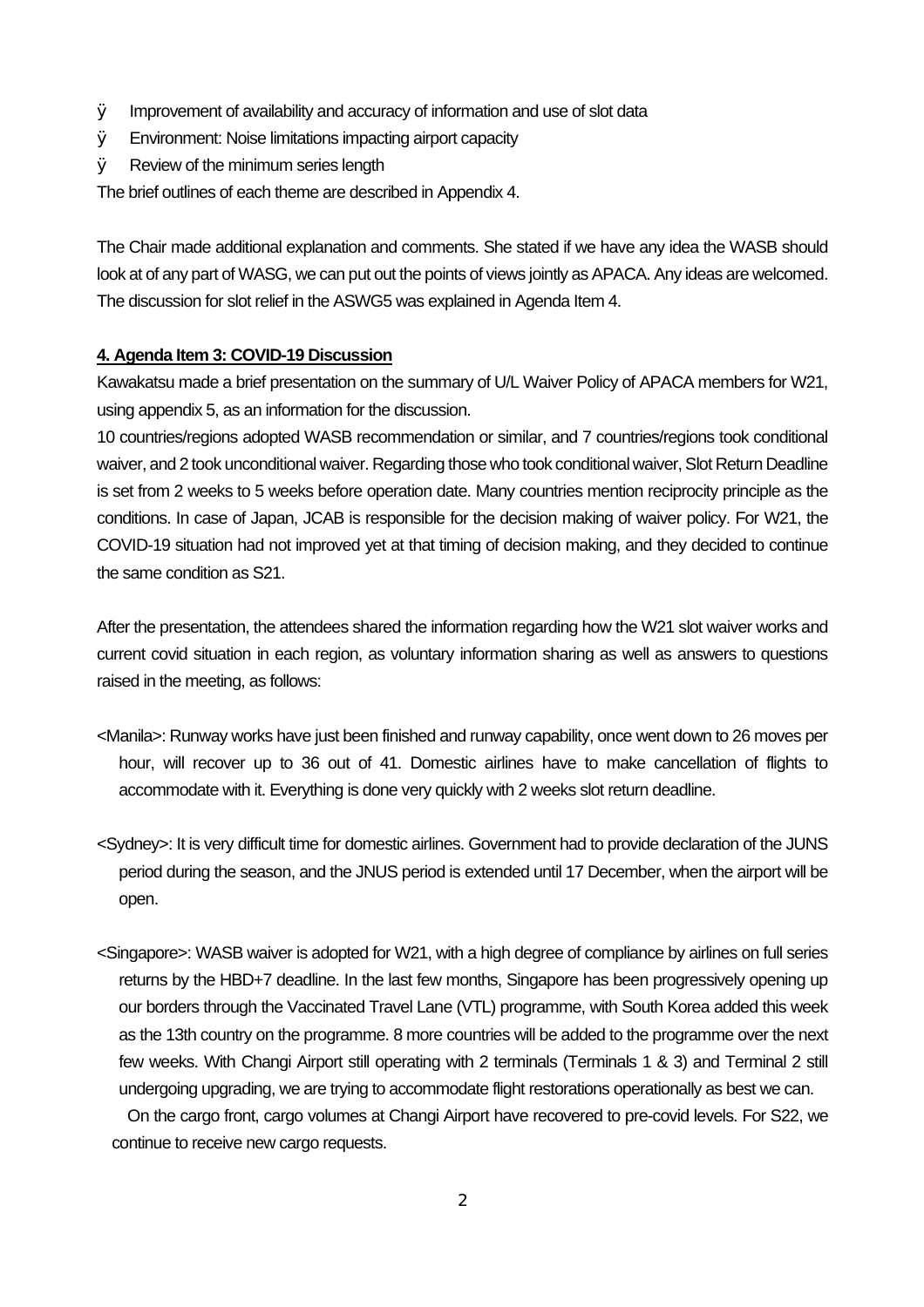- Improvement of availability and accuracy of information and use of slot data
- Environment: Noise limitations impacting airport capacity
- Review of the minimum series length

The brief outlines of each theme are described in Appendix 4.

The Chair made additional explanation and comments. She stated if we have any idea the WASB should look at of any part of WASG, we can put out the points of views jointly as APACA. Any ideas are welcomed. The discussion for slot relief in the ASWG5 was explained in Agenda Item 4.

## 4. Agenda Item 3: COVID-19 Discussion

Kawakatsu made a brief presentation on the summary of U/L Waiver Policy of APACA members for W21, using appendix 5, as an information for the discussion.

10 countries/regions adopted WASB recommendation or similar, and 7 countries/regions took conditional waiver, and 2 took unconditional waiver. Regarding those who took conditional waiver, Slot Return Deadline is set from 2 weeks to 5 weeks before operation date. Many countries mention reciprocity principle as the conditions. In case of Japan, JCAB is responsible for the decision making of waiver policy. For W21, the COVID-19 situation had not improved yet at that timing of decision making, and they decided to continue the same condition as S21.

After the presentation, the attendees shared the information regarding how the W21 slot waiver works and current covid situation in each region, as voluntary information sharing as well as answers to questions raised in the meeting, as follows:

<Manila>: Runway works have just been finished and runway capability, once went down to 26 moves per hour, will recover up to 36 out of 41. Domestic airlines have to make cancellation of flights to accommodate with it. Everything is done very quickly with 2 weeks slot return deadline.

<Sydney>: It is very difficult time for domestic airlines. Government had to provide declaration of the JUNS period during the season, and the JNUS period is extended until 17 December, when the airport will be open.

<Singapore>: WASB waiver is adopted for W21, with a high degree of compliance by airlines on full series returns by the HBD+7 deadline. In the last few months, Singapore has been progressively opening up our borders through the Vaccinated Travel Lane (VTL) programme, with South Korea added this week as the 13th country on the programme. 8 more countries will be added to the programme over the next few weeks. With Changi Airport still operating with 2 terminals (Terminals 1 & 3) and Terminal 2 still undergoing upgrading, we are trying to accommodate flight restorations operationally as best we can.

On the cargo front, cargo volumes at Changi Airport have recovered to pre-covid levels. For S22, we continue to receive new cargo requests.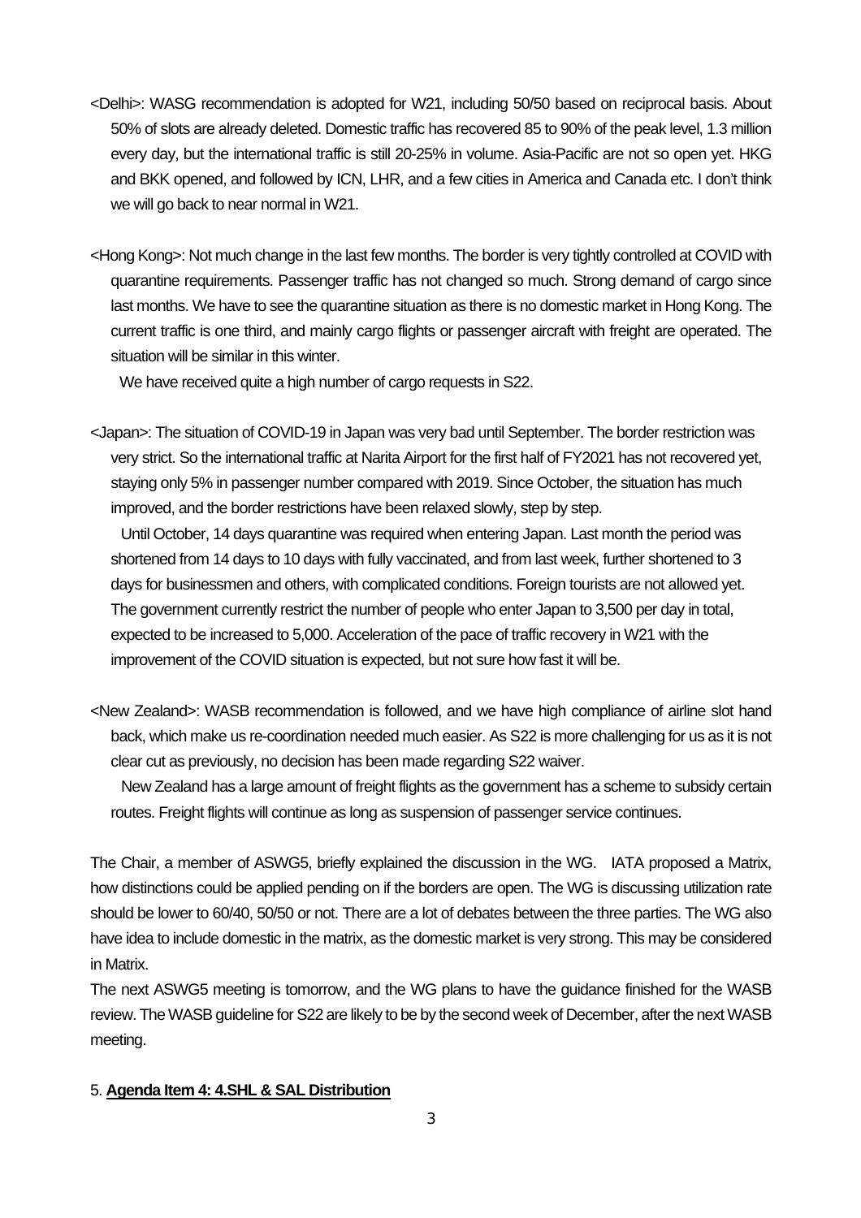<Delhi>: WASG recommendation is adopted for W21, including 50/50 based on reciprocal basis. About 50% of slots are already deleted. Domestic traffic has recovered 85 to 90% of the peak level, 1.3 million every day, but the international traffic is still 20-25% in volume. Asia-Pacific are not so open yet. HKG and BKK opened, and followed by ICN, LHR, and a few cities in America and Canada etc. I don't think we will go back to near normal in W21.

<Hong Kong>: Not much change in the last few months. The border is very tightly controlled at COVID with quarantine requirements. Passenger traffic has not changed so much. Strong demand of cargo since last months. We have to see the quarantine situation as there is no domestic market in Hong Kong. The current traffic is one third, and mainly cargo flights or passenger aircraft with freight are operated. The situation will be similar in this winter.

We have received quite a high number of cargo requests in S22.

<Japan>: The situation of COVID-19 in Japan was very bad until September. The border restriction was very strict. So the international traffic at Narita Airport for the first half of FY2021 has not recovered yet, staying only 5% in passenger number compared with 2019. Since October, the situation has much improved, and the border restrictions have been relaxed slowly, step by step.

Until October, 14 days quarantine was required when entering Japan. Last month the period was shortened from 14 days to 10 days with fully vaccinated, and from last week, further shortened to 3 days for businessmen and others, with complicated conditions. Foreign tourists are not allowed yet. The government currently restrict the number of people who enter Japan to 3,500 per day in total, expected to be increased to 5,000. Acceleration of the pace of traffic recovery in W21 with the improvement of the COVID situation is expected, but not sure how fast it will be.

<New Zealand>: WASB recommendation is followed, and we have high compliance of airline slot hand back, which make us re-coordination needed much easier. As S22 is more challenging for us as it is not clear cut as previously, no decision has been made regarding S22 waiver.

New Zealand has a large amount of freight flights as the government has a scheme to subsidy certain routes. Freight flights will continue as long as suspension of passenger service continues.

The Chair, a member of ASWG5, briefly explained the discussion in the WG. IATA proposed a Matrix, how distinctions could be applied pending on if the borders are open. The WG is discussing utilization rate should be lower to 60/40, 50/50 or not. There are a lot of debates between the three parties. The WG also have idea to include domestic in the matrix, as the domestic market is very strong. This may be considered in Matrix.

The next ASWG5 meeting is tomorrow, and the WG plans to have the guidance finished for the WASB review. The WASB guideline for S22 are likely to be by the second week of December, after the next WASB meeting.

5. **Agenda Item 4: 4.SHL & SAL Distribution**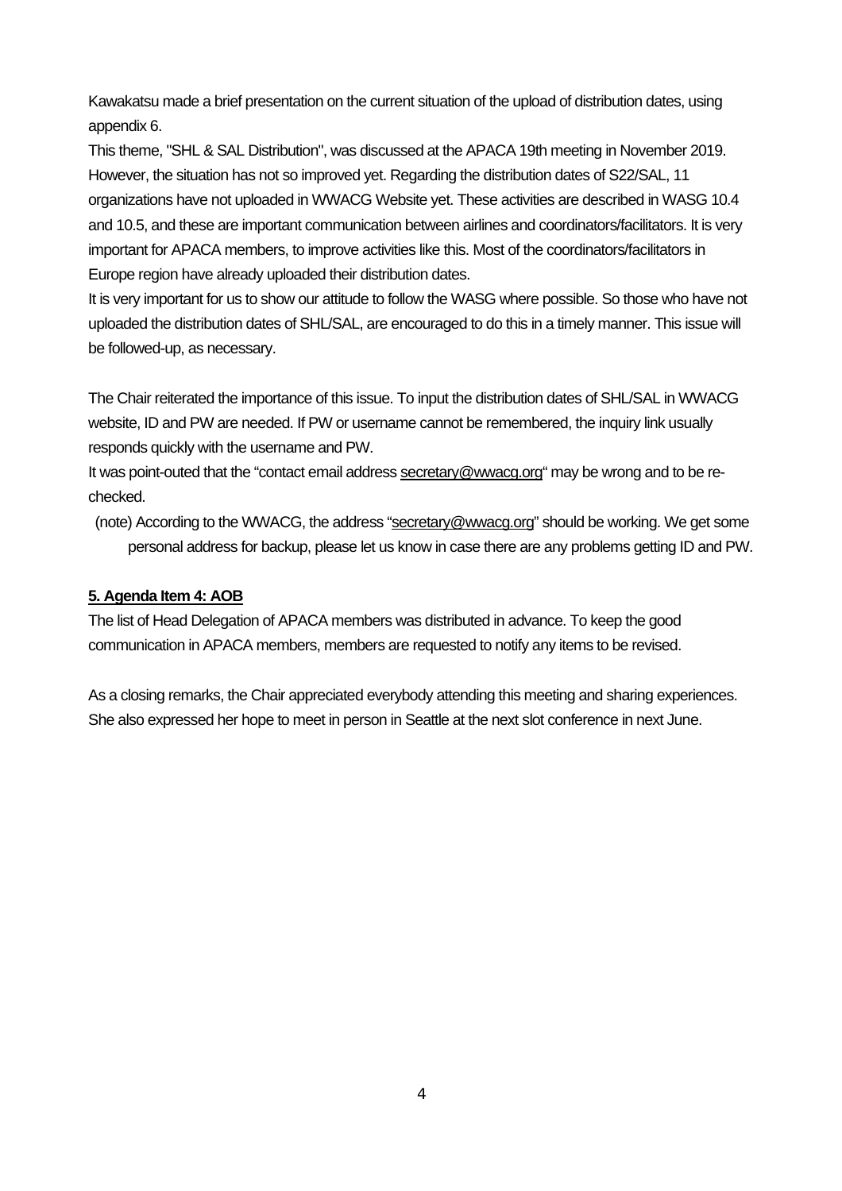Kawakatsu made a brief presentation on the current situation of the upload of distribution dates, using appendix 6.

This theme, "SHL & SAL Distribution", was discussed at the APACA 19th meeting in November 2019. However, the situation has not so improved yet. Regarding the distribution dates of S22/SAL, 11 organizations have not uploaded in WWACG Website yet. These activities are described in WASG 10.4 and 10.5, and these are important communication between airlines and coordinators/facilitators. It is very important for APACA members, to improve activities like this. Most of the coordinators/facilitators in Europe region have already uploaded their distribution dates.

It is very important for us to show our attitude to follow the WASG where possible. So those who have not uploaded the distribution dates of SHL/SAL, are encouraged to do this in a timely manner. This issue will be followed-up, as necessary.

The Chair reiterated the importance of this issue. To input the distribution dates of SHL/SAL in WWACG website, ID and PW are needed. If PW or username cannot be remembered, the inquiry link usually responds quickly with the username and PW.

It was point-outed that the "contact email address secretary@wwacg.org" may be wrong and to be re-checked.

(note) According to the WWACG, the address "secretary@wwacg.org" should be working. We get some personal address for backup, please let us know in case there are any problems getting ID and PW.

## 5. Agenda Item 4: AOB

The list of Head Delegation of APACA members was distributed in advance. To keep the good communication in APACA members, members are requested to notify any items to be revised.

As a closing remarks, the Chair appreciated everybody attending this meeting and sharing experiences. She also expressed her hope to meet in person in Seattle at the next slot conference in next June.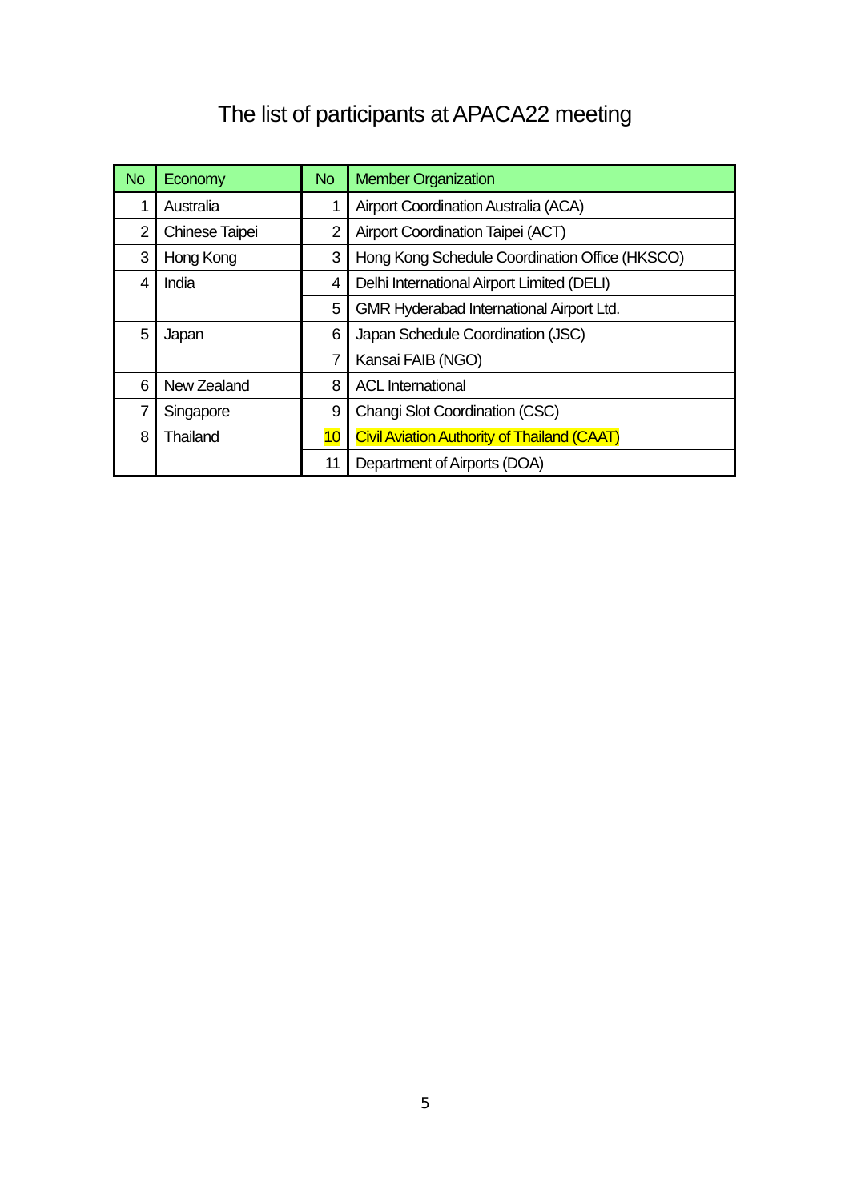# The list of participants at APACA22 meeting

| No | Economy | No | Member Organization |
|---|---|---|---|
| 1 | Australia | 1 | Airport Coordination Australia (ACA) |
| 2 | Chinese Taipei | 2 | Airport Coordination Taipei (ACT) |
| 3 | Hong Kong | 3 | Hong Kong Schedule Coordination Office (HKSCO) |
| 4 | India | 4 | Delhi International Airport Limited (DELI) |
| | | 5 | GMR Hyderabad International Airport Ltd. |
| 5 | Japan | 6 | Japan Schedule Coordination (JSC) |
| | | 7 | Kansai FAIB (NGO) |
| 6 | New Zealand | 8 | ACL International |
| 7 | Singapore | 9 | Changi Slot Coordination (CSC) |
| 8 | Thailand | 10 | Civil Aviation Authority of Thailand (CAAT) |
| | | 11 | Department of Airports (DOA) |